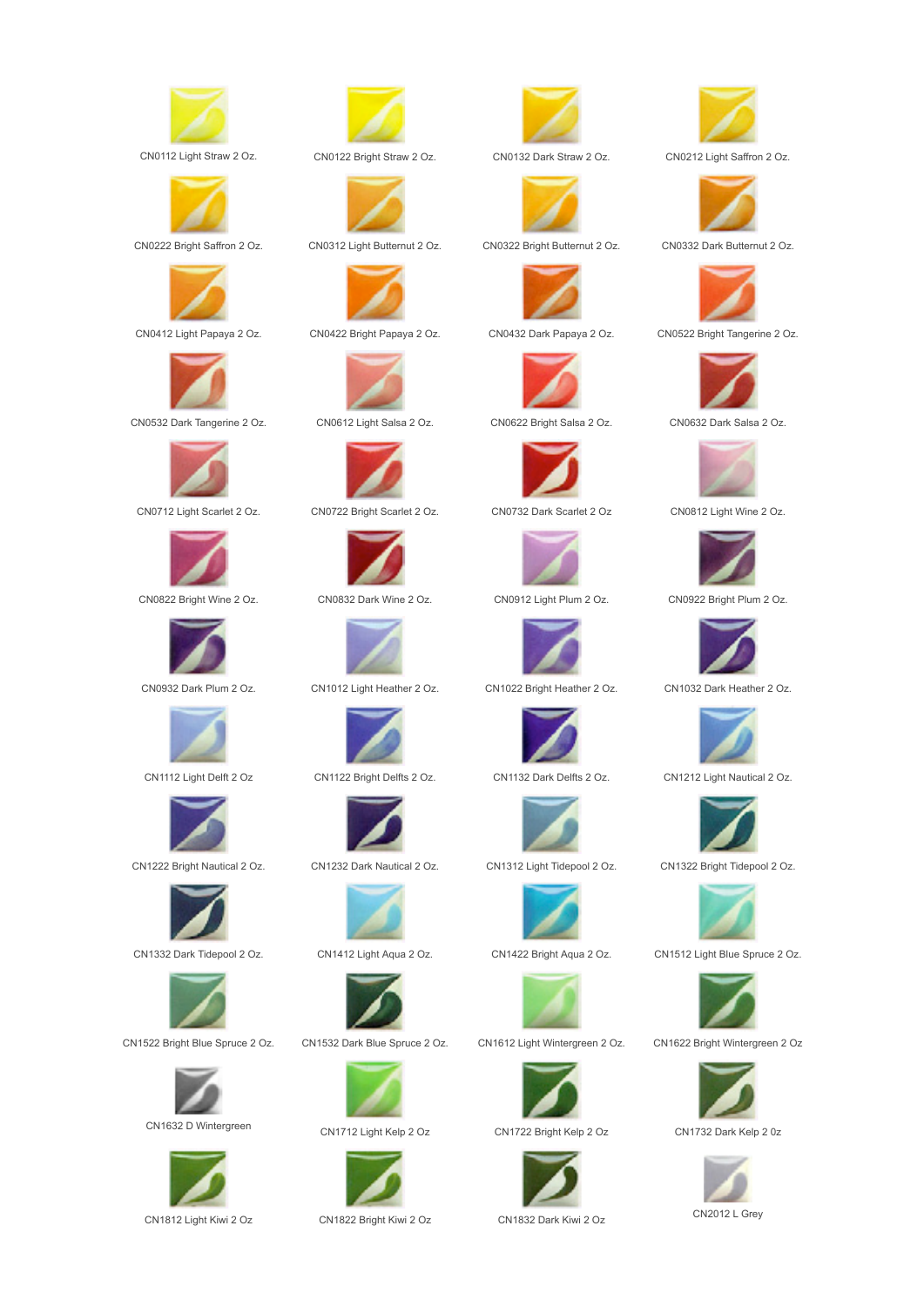| | | | |
|---|---|---|---|
| CN0112 Light Straw 2 Oz. | CN0122 Bright Straw 2 Oz. | CN0132 Dark Straw 2 Oz. | CN0212 Light Saffron 2 Oz. |
| CN0222 Bright Saffron 2 Oz. | CN0312 Light Butternut 2 Oz. | CN0322 Bright Butternut 2 Oz. | CN0332 Dark Butternut 2 Oz. |
| CN0412 Light Papaya 2 Oz. | CN0422 Bright Papaya 2 Oz. | CN0432 Dark Papaya 2 Oz. | CN0522 Bright Tangerine 2 Oz. |
| CN0532 Dark Tangerine 2 Oz. | CN0612 Light Salsa 2 Oz. | CN0622 Bright Salsa 2 Oz. | CN0632 Dark Salsa 2 Oz. |
| CN0712 Light Scarlet 2 Oz. | CN0722 Bright Scarlet 2 Oz. | CN0732 Dark Scarlet 2 Oz | CN0812 Light Wine 2 Oz. |
| CN0822 Bright Wine 2 Oz. | CN0832 Dark Wine 2 Oz. | CN0912 Light Plum 2 Oz. | CN0922 Bright Plum 2 Oz. |
| CN0932 Dark Plum 2 Oz. | CN1012 Light Heather 2 Oz. | CN1022 Bright Heather 2 Oz. | CN1032 Dark Heather 2 Oz. |
| CN1112 Light Delft 2 Oz | CN1122 Bright Delfts 2 Oz. | CN1132 Dark Delfts 2 Oz. | CN1212 Light Nautical 2 Oz. |
| CN1222 Bright Nautical 2 Oz. | CN1232 Dark Nautical 2 Oz. | CN1312 Light Tidepool 2 Oz. | CN1322 Bright Tidepool 2 Oz. |
| CN1332 Dark Tidepool 2 Oz. | CN1412 Light Aqua 2 Oz. | CN1422 Bright Aqua 2 Oz. | CN1512 Light Blue Spruce 2 Oz. |
| CN1522 Bright Blue Spruce 2 Oz. | CN1532 Dark Blue Spruce 2 Oz. | CN1612 Light Wintergreen 2 Oz. | CN1622 Bright Wintergreen 2 Oz |
| CN1632 D Wintergreen | CN1712 Light Kelp 2 Oz | CN1722 Bright Kelp 2 Oz | CN1732 Dark Kelp 2 0z |
| CN1812 Light Kiwi 2 Oz | CN1822 Bright Kiwi 2 Oz | CN1832 Dark Kiwi 2 Oz | CN2012 L Grey |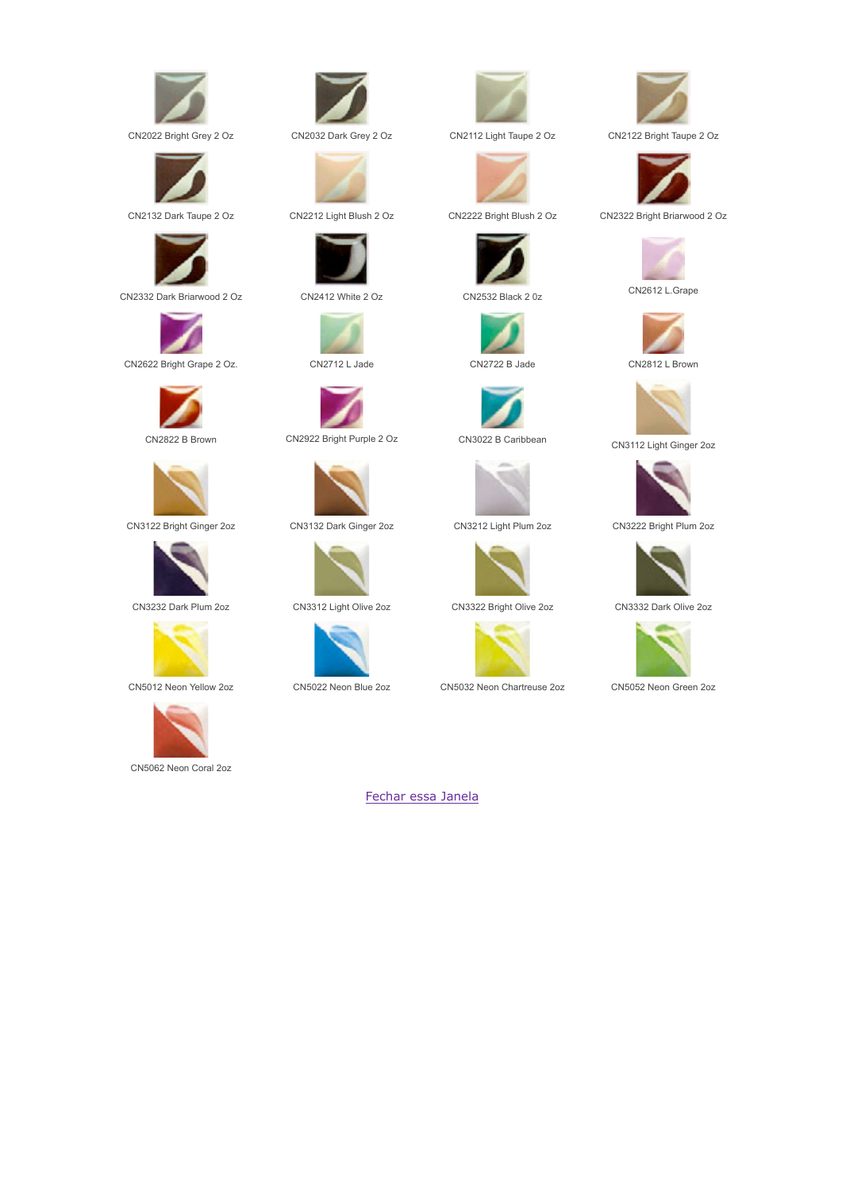| | | | |
|---|---|---|---|
| CN2022 Bright Grey 2 Oz | CN2032 Dark Grey 2 Oz | CN2112 Light Taupe 2 Oz | CN2122 Bright Taupe 2 Oz |
| CN2132 Dark Taupe 2 Oz | CN2212 Light Blush 2 Oz | CN2222 Bright Blush 2 Oz | CN2322 Bright Briarwood 2 Oz |
| CN2332 Dark Briarwood 2 Oz | CN2412 White 2 Oz | CN2532 Black 2 0z | CN2612 L.Grape |
| CN2622 Bright Grape 2 Oz. | CN2712 L Jade | CN2722 B Jade | CN2812 L Brown |
| CN2822 B Brown | CN2922 Bright Purple 2 Oz | CN3022 B Caribbean | CN3112 Light Ginger 2oz |
| CN3122 Bright Ginger 2oz | CN3132 Dark Ginger 2oz | CN3212 Light Plum 2oz | CN3222 Bright Plum 2oz |
| CN3232 Dark Plum 2oz | CN3312 Light Olive 2oz | CN3322 Bright Olive 2oz | CN3332 Dark Olive 2oz |
| CN5012 Neon Yellow 2oz | CN5022 Neon Blue 2oz | CN5032 Neon Chartreuse 2oz | CN5052 Neon Green 2oz |
| CN5062 Neon Coral 2oz | | | |

Fechar essa Janela